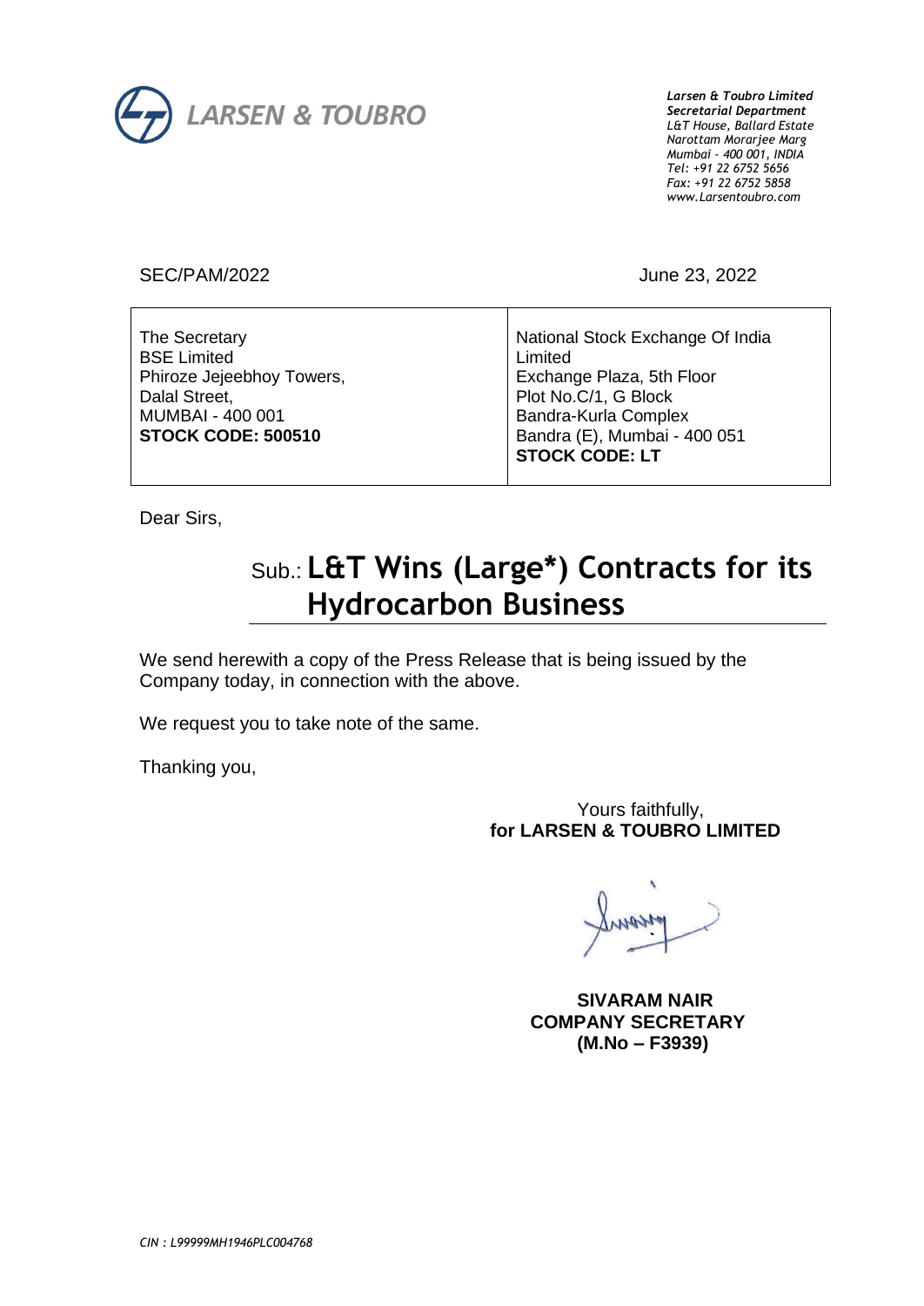**LARSEN & TOUBRO**

*Larsen & Toubro Limited*
*Secretarial Department*
*L&T House, Ballard Estate*
*Narottam Morarjee Marg*
*Mumbai - 400 001, INDIA*
*Tel: +91 22 6752 5656*
*Fax: +91 22 6752 5858*
*www.Larsentoubro.com*

SEC/PAM/2022

June 23, 2022

| The Secretary<br>BSE Limited<br>Phiroze Jejeebhoy Towers,<br>Dalal Street,<br>MUMBAI - 400 001<br>**STOCK CODE: 500510** | National Stock Exchange Of India Limited<br>Exchange Plaza, 5th Floor<br>Plot No.C/1, G Block<br>Bandra-Kurla Complex<br>Bandra (E), Mumbai - 400 051<br>**STOCK CODE: LT** |
|---|---|

Dear Sirs,

Sub.: **L&T Wins (Large*) Contracts for its Hydrocarbon Business**

We send herewith a copy of the Press Release that is being issued by the Company today, in connection with the above.

We request you to take note of the same.

Thanking you,

Yours faithfully,
**for LARSEN & TOUBRO LIMITED**

**SIVARAM NAIR**
**COMPANY SECRETARY**
**(M.No – F3939)**

*CIN : L99999MH1946PLC004768*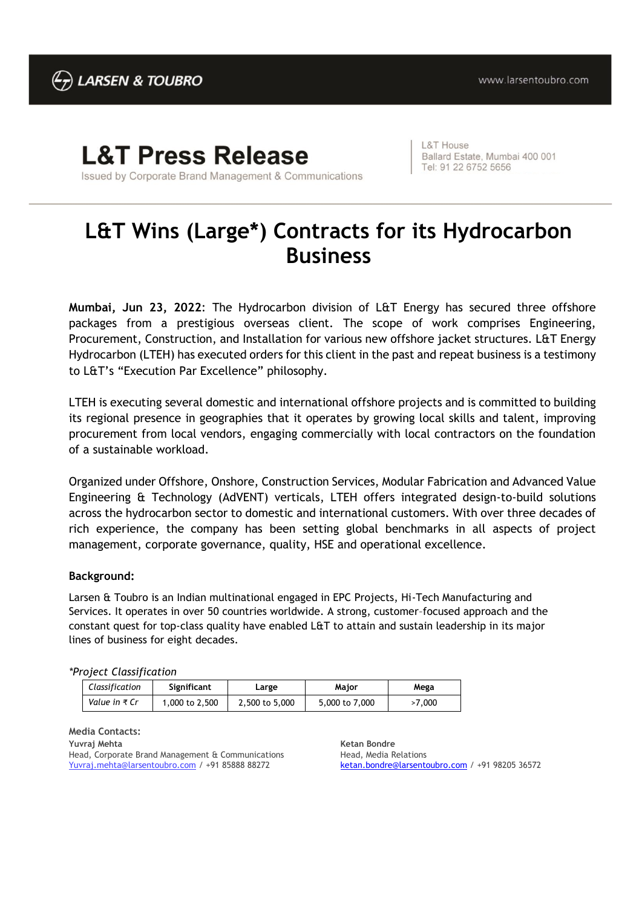LARSEN & TOUBRO

www.larsentoubro.com

# L&T Press Release

Issued by Corporate Brand Management & Communications

L&T House
Ballard Estate, Mumbai 400 001
Tel: 91 22 6752 5656

# L&T Wins (Large*) Contracts for its Hydrocarbon Business

**Mumbai, Jun 23, 2022**: The Hydrocarbon division of L&T Energy has secured three offshore packages from a prestigious overseas client. The scope of work comprises Engineering, Procurement, Construction, and Installation for various new offshore jacket structures. L&T Energy Hydrocarbon (LTEH) has executed orders for this client in the past and repeat business is a testimony to L&T's "Execution Par Excellence" philosophy.

LTEH is executing several domestic and international offshore projects and is committed to building its regional presence in geographies that it operates by growing local skills and talent, improving procurement from local vendors, engaging commercially with local contractors on the foundation of a sustainable workload.

Organized under Offshore, Onshore, Construction Services, Modular Fabrication and Advanced Value Engineering & Technology (AdVENT) verticals, LTEH offers integrated design-to-build solutions across the hydrocarbon sector to domestic and international customers. With over three decades of rich experience, the company has been setting global benchmarks in all aspects of project management, corporate governance, quality, HSE and operational excellence.

**Background:**

Larsen & Toubro is an Indian multinational engaged in EPC Projects, Hi-Tech Manufacturing and Services. It operates in over 50 countries worldwide. A strong, customer–focused approach and the constant quest for top-class quality have enabled L&T to attain and sustain leadership in its major lines of business for eight decades.

*\*Project Classification*

| *Classification* | Significant | Large | Major | Mega |
|---|---|---|---|---|
| *Value in ₹ Cr* | 1,000 to 2,500 | 2,500 to 5,000 | 5,000 to 7,000 | >7,000 |

**Media Contacts:**

**Yuvraj Mehta**
Head, Corporate Brand Management & Communications
Yuvraj.mehta@larsentoubro.com / +91 85888 88272

**Ketan Bondre**
Head, Media Relations
ketan.bondre@larsentoubro.com / +91 98205 36572